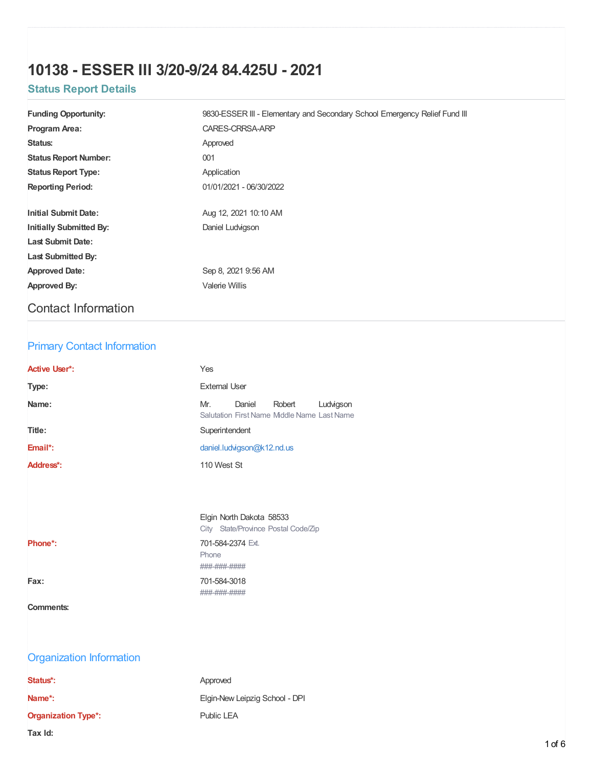# 10138 - ESSER III 3/20-9/24 84.425U - 2021

## Status Report Details

| | |
|---|---|
| **Funding Opportunity:** | 9830-ESSER III - Elementary and Secondary School Emergency Relief Fund III |
| **Program Area:** | CARES-CRRSA-ARP |
| **Status:** | Approved |
| **Status Report Number:** | 001 |
| **Status Report Type:** | Application |
| **Reporting Period:** | 01/01/2021 - 06/30/2022 |
| **Initial Submit Date:** | Aug 12, 2021 10:10 AM |
| **Initially Submitted By:** | Daniel Ludvigson |
| **Last Submit Date:** | |
| **Last Submitted By:** | |
| **Approved Date:** | Sep 8, 2021 9:56 AM |
| **Approved By:** | Valerie Willis |

## Contact Information

### Primary Contact Information

| | |
|---|---|
| **Active User*:** | Yes |
| **Type:** | External User |
| **Name:** | Mr. Daniel Robert Ludvigson (Salutation, First Name, Middle Name, Last Name) |
| **Title:** | Superintendent |
| **Email*:** | daniel.ludvigson@k12.nd.us |
| **Address*:** | 110 West St<br>Elgin North Dakota 58533 (City, State/Province, Postal Code/Zip) |
| **Phone*:** | 701-584-2374 Ext.<br>Phone<br>###-###-#### |
| **Fax:** | 701-584-3018<br>###-###-#### |
| **Comments:** | |

### Organization Information

| | |
|---|---|
| **Status*:** | Approved |
| **Name*:** | Elgin-New Leipzig School - DPI |
| **Organization Type*:** | Public LEA |
| **Tax Id:** | |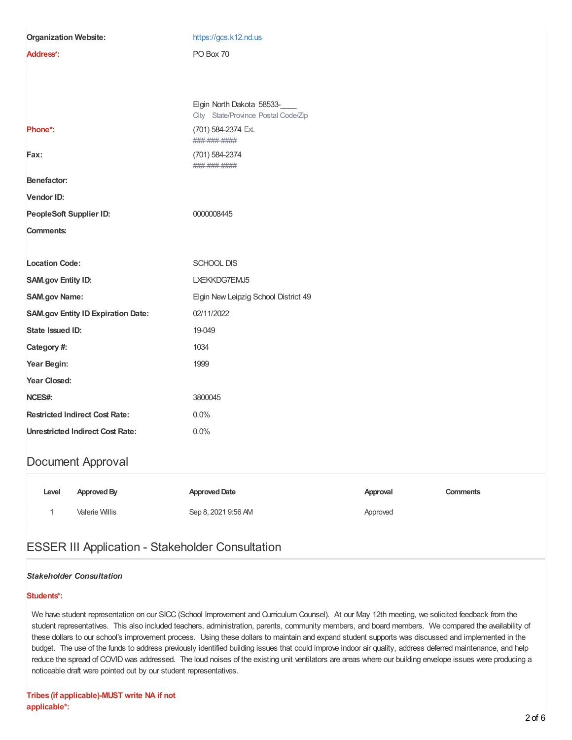**Organization Website:** https://gcs.k12.nd.us

**Address*:** PO Box 70

Elgin North Dakota 58533-____
City State/Province Postal Code/Zip

**Phone*:** (701) 584-2374 Ext.
###-###-####

**Fax:** (701) 584-2374
###-###-####

**Benefactor:**

**Vendor ID:**

**PeopleSoft Supplier ID:** 0000008445

**Comments:**

**Location Code:** SCHOOL DIS

**SAM.gov Entity ID:** LXEKKDG7EMJ5

**SAM.gov Name:** Elgin New Leipzig School District 49

**SAM.gov Entity ID Expiration Date:** 02/11/2022

**State Issued ID:** 19-049

**Category #:** 1034

**Year Begin:** 1999

**Year Closed:**

**NCES#:** 3800045

**Restricted Indirect Cost Rate:** 0.0%

**Unrestricted Indirect Cost Rate:** 0.0%

## Document Approval

| Level | Approved By | Approved Date | Approval | Comments |
|---|---|---|---|---|
| 1 | Valerie Willis | Sep 8, 2021 9:56 AM | Approved | |

## ESSER III Application - Stakeholder Consultation

***Stakeholder Consultation***

**Students*:**

We have student representation on our SICC (School Improvement and Curriculum Counsel). At our May 12th meeting, we solicited feedback from the student representatives. This also included teachers, administration, parents, community members, and board members. We compared the availability of these dollars to our school's improvement process. Using these dollars to maintain and expand student supports was discussed and implemented in the budget. The use of the funds to address previously identified building issues that could improve indoor air quality, address deferred maintenance, and help reduce the spread of COVID was addressed. The loud noises of the existing unit ventilators are areas where our building envelope issues were producing a noticeable draft were pointed out by our student representatives.

**Tribes (if applicable)-MUST write NA if not applicable*:**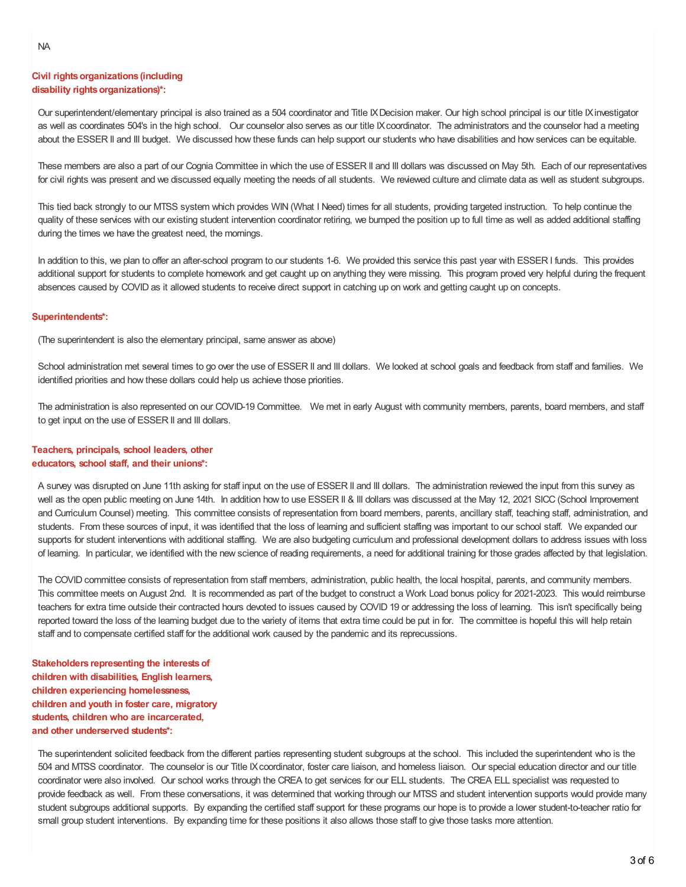NA

**Civil rights organizations (including disability rights organizations)*:**

Our superintendent/elementary principal is also trained as a 504 coordinator and Title IX Decision maker. Our high school principal is our title IX investigator as well as coordinates 504's in the high school. Our counselor also serves as our title IX coordinator. The administrators and the counselor had a meeting about the ESSER II and III budget. We discussed how these funds can help support our students who have disabilities and how services can be equitable.

These members are also a part of our Cognia Committee in which the use of ESSER II and III dollars was discussed on May 5th. Each of our representatives for civil rights was present and we discussed equally meeting the needs of all students. We reviewed culture and climate data as well as student subgroups.

This tied back strongly to our MTSS system which provides WIN (What I Need) times for all students, providing targeted instruction. To help continue the quality of these services with our existing student intervention coordinator retiring, we bumped the position up to full time as well as added additional staffing during the times we have the greatest need, the mornings.

In addition to this, we plan to offer an after-school program to our students 1-6. We provided this service this past year with ESSER I funds. This provides additional support for students to complete homework and get caught up on anything they were missing. This program proved very helpful during the frequent absences caused by COVID as it allowed students to receive direct support in catching up on work and getting caught up on concepts.

**Superintendents*:**

(The superintendent is also the elementary principal, same answer as above)

School administration met several times to go over the use of ESSER II and III dollars. We looked at school goals and feedback from staff and families. We identified priorities and how these dollars could help us achieve those priorities.

The administration is also represented on our COVID-19 Committee. We met in early August with community members, parents, board members, and staff to get input on the use of ESSER II and III dollars.

**Teachers, principals, school leaders, other educators, school staff, and their unions*:**

A survey was disrupted on June 11th asking for staff input on the use of ESSER II and III dollars. The administration reviewed the input from this survey as well as the open public meeting on June 14th. In addition how to use ESSER II & III dollars was discussed at the May 12, 2021 SICC (School Improvement and Curriculum Counsel) meeting. This committee consists of representation from board members, parents, ancillary staff, teaching staff, administration, and students. From these sources of input, it was identified that the loss of learning and sufficient staffing was important to our school staff. We expanded our supports for student interventions with additional staffing. We are also budgeting curriculum and professional development dollars to address issues with loss of learning. In particular, we identified with the new science of reading requirements, a need for additional training for those grades affected by that legislation.

The COVID committee consists of representation from staff members, administration, public health, the local hospital, parents, and community members. This committee meets on August 2nd. It is recommended as part of the budget to construct a Work Load bonus policy for 2021-2023. This would reimburse teachers for extra time outside their contracted hours devoted to issues caused by COVID 19 or addressing the loss of learning. This isn't specifically being reported toward the loss of the learning budget due to the variety of items that extra time could be put in for. The committee is hopeful this will help retain staff and to compensate certified staff for the additional work caused by the pandemic and its reprecussions.

**Stakeholders representing the interests of children with disabilities, English learners, children experiencing homelessness, children and youth in foster care, migratory students, children who are incarcerated, and other underserved students*:**

The superintendent solicited feedback from the different parties representing student subgroups at the school. This included the superintendent who is the 504 and MTSS coordinator. The counselor is our Title IX coordinator, foster care liaison, and homeless liaison. Our special education director and our title coordinator were also involved. Our school works through the CREA to get services for our ELL students. The CREA ELL specialist was requested to provide feedback as well. From these conversations, it was determined that working through our MTSS and student intervention supports would provide many student subgroups additional supports. By expanding the certified staff support for these programs our hope is to provide a lower student-to-teacher ratio for small group student interventions. By expanding time for these positions it also allows those staff to give those tasks more attention.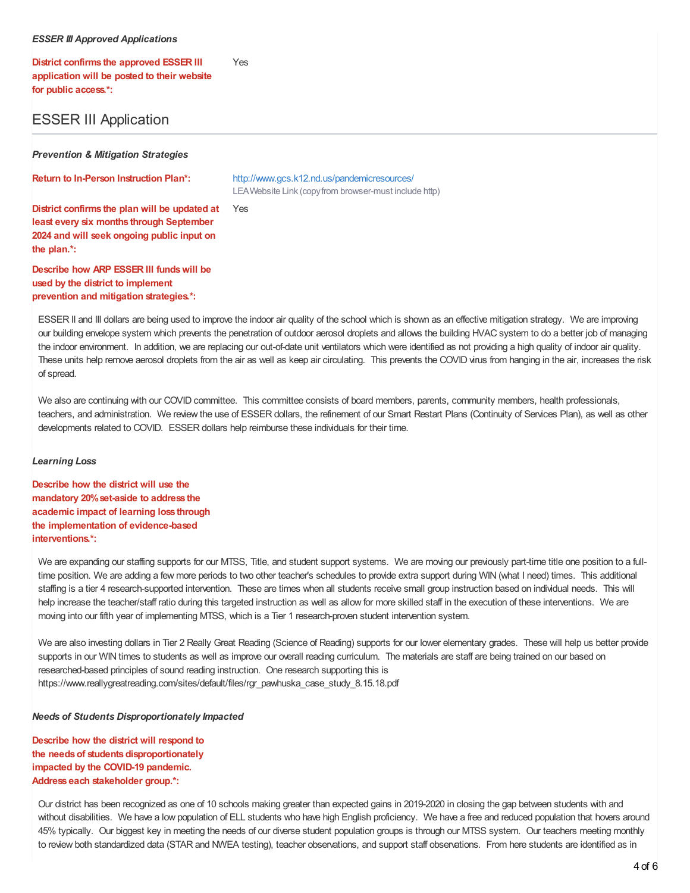***ESSER III Approved Applications***

**District confirms the approved ESSER III application will be posted to their website for public access.\*:** Yes

## ESSER III Application

***Prevention & Mitigation Strategies***

**Return to In-Person Instruction Plan\*:** http://www.gcs.k12.nd.us/pandemicresources/
LEA Website Link (copy from browser-must include http)

**District confirms the plan will be updated at least every six months through September 2024 and will seek ongoing public input on the plan.\*:** Yes

**Describe how ARP ESSER III funds will be used by the district to implement prevention and mitigation strategies.\*:**

ESSER II and III dollars are being used to improve the indoor air quality of the school which is shown as an effective mitigation strategy. We are improving our building envelope system which prevents the penetration of outdoor aerosol droplets and allows the building HVAC system to do a better job of managing the indoor environment. In addition, we are replacing our out-of-date unit ventilators which were identified as not providing a high quality of indoor air quality. These units help remove aerosol droplets from the air as well as keep air circulating. This prevents the COVID virus from hanging in the air, increases the risk of spread.

We also are continuing with our COVID committee. This committee consists of board members, parents, community members, health professionals, teachers, and administration. We review the use of ESSER dollars, the refinement of our Smart Restart Plans (Continuity of Services Plan), as well as other developments related to COVID. ESSER dollars help reimburse these individuals for their time.

***Learning Loss***

**Describe how the district will use the mandatory 20% set-aside to address the academic impact of learning loss through the implementation of evidence-based interventions.\*:**

We are expanding our staffing supports for our MTSS, Title, and student support systems. We are moving our previously part-time title one position to a full-time position. We are adding a few more periods to two other teacher's schedules to provide extra support during WIN (what I need) times. This additional staffing is a tier 4 research-supported intervention. These are times when all students receive small group instruction based on individual needs. This will help increase the teacher/staff ratio during this targeted instruction as well as allow for more skilled staff in the execution of these interventions. We are moving into our fifth year of implementing MTSS, which is a Tier 1 research-proven student intervention system.

We are also investing dollars in Tier 2 Really Great Reading (Science of Reading) supports for our lower elementary grades. These will help us better provide supports in our WIN times to students as well as improve our overall reading curriculum. The materials are staff are being trained on our based on researched-based principles of sound reading instruction. One research supporting this is https://www.reallygreatreading.com/sites/default/files/rgr_pawhuska_case_study_8.15.18.pdf

***Needs of Students Disproportionately Impacted***

**Describe how the district will respond to the needs of students disproportionately impacted by the COVID-19 pandemic. Address each stakeholder group.\*:**

Our district has been recognized as one of 10 schools making greater than expected gains in 2019-2020 in closing the gap between students with and without disabilities. We have a low population of ELL students who have high English proficiency. We have a free and reduced population that hovers around 45% typically. Our biggest key in meeting the needs of our diverse student population groups is through our MTSS system. Our teachers meeting monthly to review both standardized data (STAR and NWEA testing), teacher observations, and support staff observations. From here students are identified as in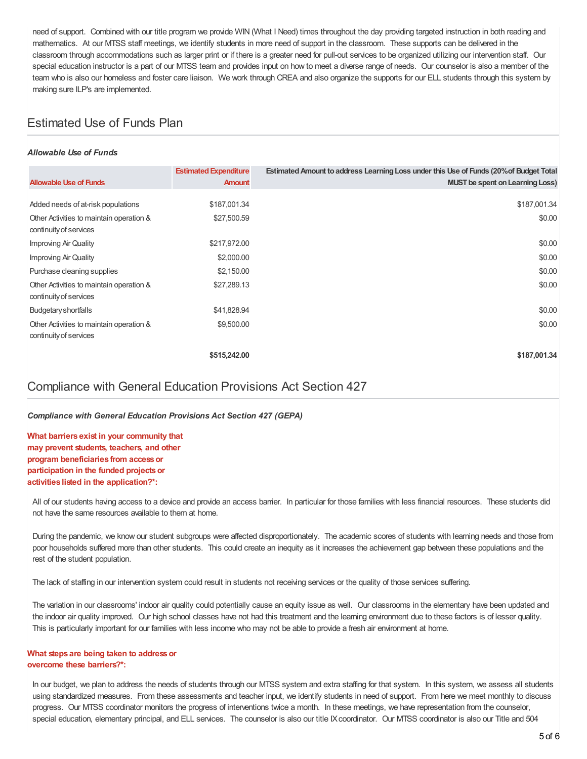need of support. Combined with our title program we provide WIN (What I Need) times throughout the day providing targeted instruction in both reading and mathematics. At our MTSS staff meetings, we identify students in more need of support in the classroom. These supports can be delivered in the classroom through accommodations such as larger print or if there is a greater need for pull-out services to be organized utilizing our intervention staff. Our special education instructor is a part of our MTSS team and provides input on how to meet a diverse range of needs. Our counselor is also a member of the team who is also our homeless and foster care liaison. We work through CREA and also organize the supports for our ELL students through this system by making sure ILP's are implemented.

## Estimated Use of Funds Plan

***Allowable Use of Funds***

| Allowable Use of Funds | Estimated Expenditure Amount | Estimated Amount to address Learning Loss under this Use of Funds (20% of Budget Total MUST be spent on Learning Loss) |
|---|---|---|
| Added needs of at-risk populations | $187,001.34 | $187,001.34 |
| Other Activities to maintain operation & continuity of services | $27,500.59 | $0.00 |
| Improving Air Quality | $217,972.00 | $0.00 |
| Improving Air Quality | $2,000.00 | $0.00 |
| Purchase cleaning supplies | $2,150.00 | $0.00 |
| Other Activities to maintain operation & continuity of services | $27,289.13 | $0.00 |
| Budgetary shortfalls | $41,828.94 | $0.00 |
| Other Activities to maintain operation & continuity of services | $9,500.00 | $0.00 |
| | **$515,242.00** | **$187,001.34** |

## Compliance with General Education Provisions Act Section 427

***Compliance with General Education Provisions Act Section 427 (GEPA)***

**What barriers exist in your community that may prevent students, teachers, and other program beneficiaries from access or participation in the funded projects or activities listed in the application?*:**

All of our students having access to a device and provide an access barrier. In particular for those families with less financial resources. These students did not have the same resources available to them at home.

During the pandemic, we know our student subgroups were affected disproportionately. The academic scores of students with learning needs and those from poor households suffered more than other students. This could create an inequity as it increases the achievement gap between these populations and the rest of the student population.

The lack of staffing in our intervention system could result in students not receiving services or the quality of those services suffering.

The variation in our classrooms' indoor air quality could potentially cause an equity issue as well. Our classrooms in the elementary have been updated and the indoor air quality improved. Our high school classes have not had this treatment and the learning environment due to these factors is of lesser quality. This is particularly important for our families with less income who may not be able to provide a fresh air environment at home.

**What steps are being taken to address or overcome these barriers?*:**

In our budget, we plan to address the needs of students through our MTSS system and extra staffing for that system. In this system, we assess all students using standardized measures. From these assessments and teacher input, we identify students in need of support. From here we meet monthly to discuss progress. Our MTSS coordinator monitors the progress of interventions twice a month. In these meetings, we have representation from the counselor, special education, elementary principal, and ELL services. The counselor is also our title IX coordinator. Our MTSS coordinator is also our Title and 504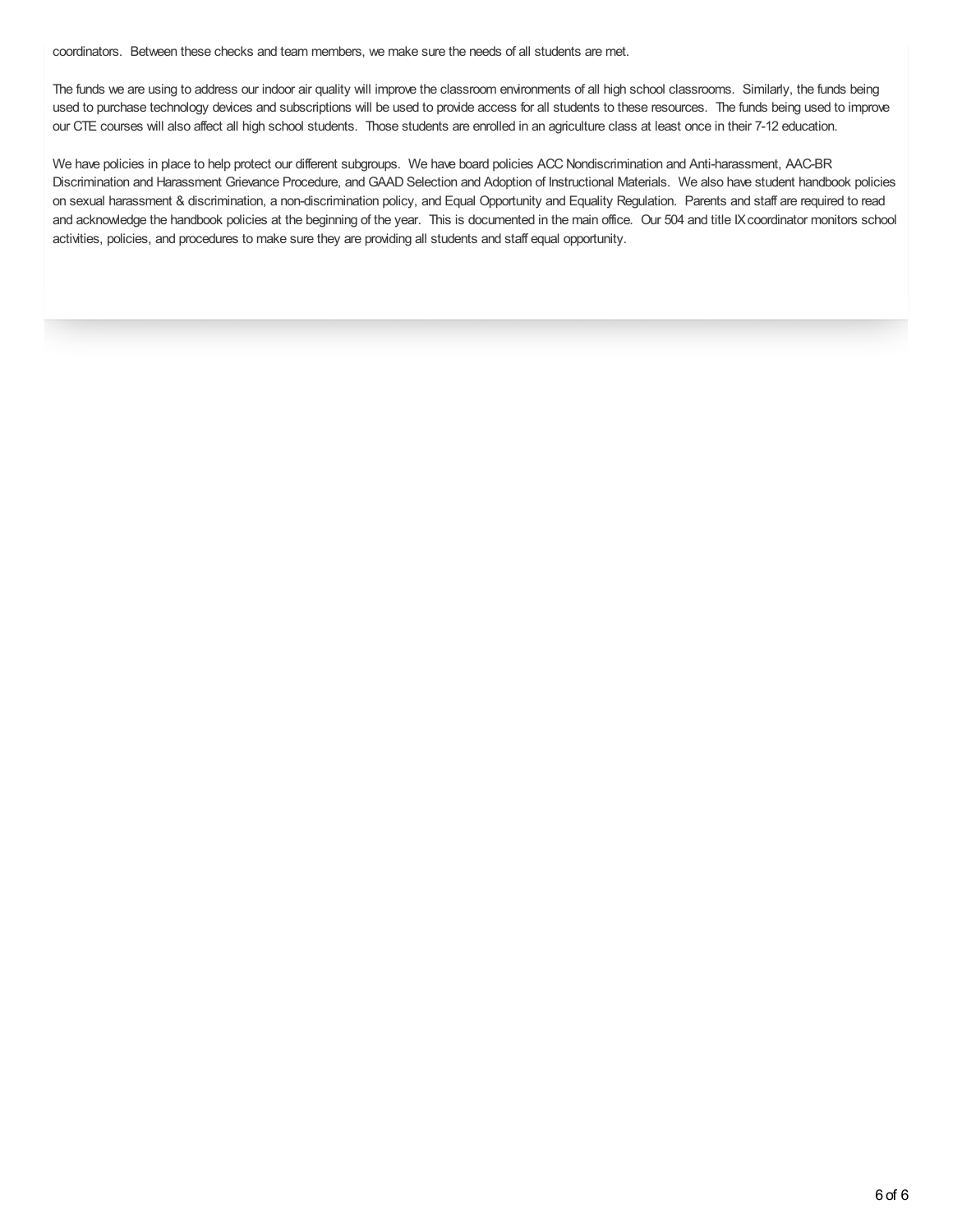coordinators. Between these checks and team members, we make sure the needs of all students are met.

The funds we are using to address our indoor air quality will improve the classroom environments of all high school classrooms. Similarly, the funds being used to purchase technology devices and subscriptions will be used to provide access for all students to these resources. The funds being used to improve our CTE courses will also affect all high school students. Those students are enrolled in an agriculture class at least once in their 7-12 education.

We have policies in place to help protect our different subgroups. We have board policies ACC Nondiscrimination and Anti-harassment, AAC-BR Discrimination and Harassment Grievance Procedure, and GAAD Selection and Adoption of Instructional Materials. We also have student handbook policies on sexual harassment & discrimination, a non-discrimination policy, and Equal Opportunity and Equality Regulation. Parents and staff are required to read and acknowledge the handbook policies at the beginning of the year. This is documented in the main office. Our 504 and title IX coordinator monitors school activities, policies, and procedures to make sure they are providing all students and staff equal opportunity.